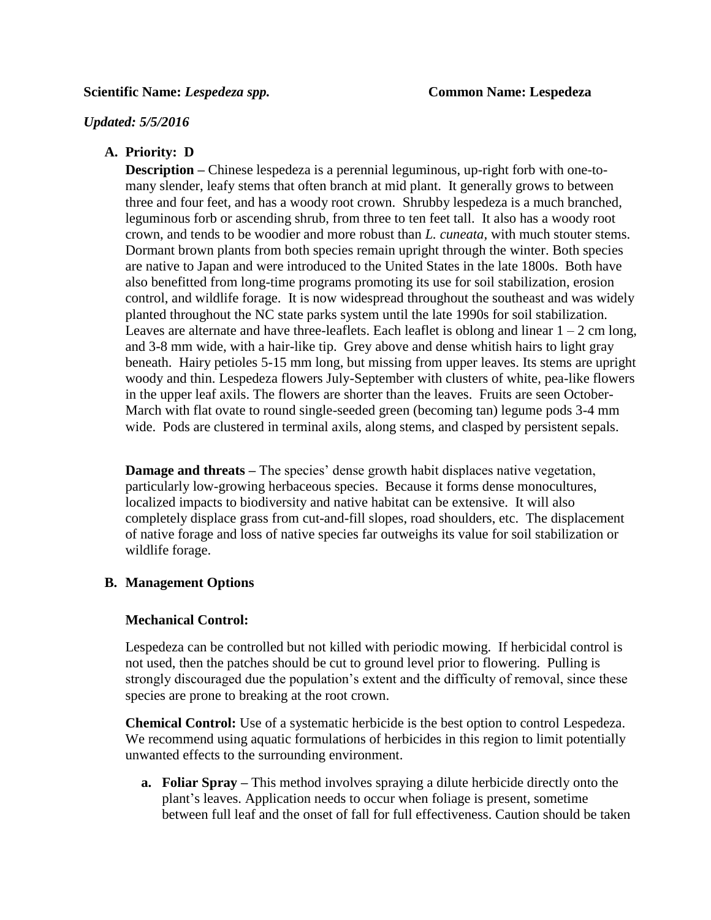**Scientific Name:** ***Lespedeza spp.*** **Common Name: Lespedeza**

***Updated: 5/5/2016***

**A. Priority: D**

**Description –** Chinese lespedeza is a perennial leguminous, up-right forb with one-to-many slender, leafy stems that often branch at mid plant. It generally grows to between three and four feet, and has a woody root crown. Shrubby lespedeza is a much branched, leguminous forb or ascending shrub, from three to ten feet tall. It also has a woody root crown, and tends to be woodier and more robust than *L. cuneata,* with much stouter stems. Dormant brown plants from both species remain upright through the winter. Both species are native to Japan and were introduced to the United States in the late 1800s. Both have also benefitted from long-time programs promoting its use for soil stabilization, erosion control, and wildlife forage. It is now widespread throughout the southeast and was widely planted throughout the NC state parks system until the late 1990s for soil stabilization. Leaves are alternate and have three-leaflets. Each leaflet is oblong and linear 1 – 2 cm long, and 3-8 mm wide, with a hair-like tip. Grey above and dense whitish hairs to light gray beneath. Hairy petioles 5-15 mm long, but missing from upper leaves. Its stems are upright woody and thin. Lespedeza flowers July-September with clusters of white, pea-like flowers in the upper leaf axils. The flowers are shorter than the leaves. Fruits are seen October-March with flat ovate to round single-seeded green (becoming tan) legume pods 3-4 mm wide. Pods are clustered in terminal axils, along stems, and clasped by persistent sepals.

**Damage and threats –** The species' dense growth habit displaces native vegetation, particularly low-growing herbaceous species. Because it forms dense monocultures, localized impacts to biodiversity and native habitat can be extensive. It will also completely displace grass from cut-and-fill slopes, road shoulders, etc. The displacement of native forage and loss of native species far outweighs its value for soil stabilization or wildlife forage.

**B. Management Options**

**Mechanical Control:**

Lespedeza can be controlled but not killed with periodic mowing. If herbicidal control is not used, then the patches should be cut to ground level prior to flowering. Pulling is strongly discouraged due the population's extent and the difficulty of removal, since these species are prone to breaking at the root crown.

**Chemical Control:** Use of a systematic herbicide is the best option to control Lespedeza. We recommend using aquatic formulations of herbicides in this region to limit potentially unwanted effects to the surrounding environment.

a. **Foliar Spray –** This method involves spraying a dilute herbicide directly onto the plant's leaves. Application needs to occur when foliage is present, sometime between full leaf and the onset of fall for full effectiveness. Caution should be taken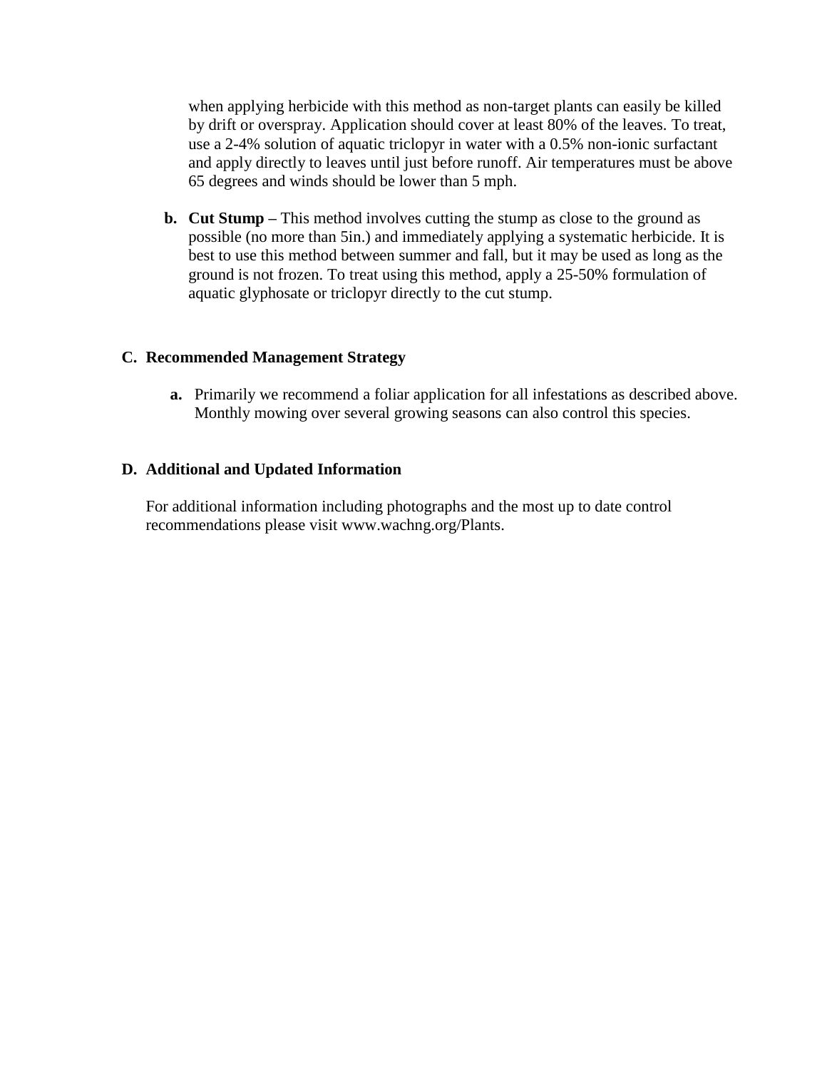when applying herbicide with this method as non-target plants can easily be killed by drift or overspray. Application should cover at least 80% of the leaves. To treat, use a 2-4% solution of aquatic triclopyr in water with a 0.5% non-ionic surfactant and apply directly to leaves until just before runoff. Air temperatures must be above 65 degrees and winds should be lower than 5 mph.

b. **Cut Stump –** This method involves cutting the stump as close to the ground as possible (no more than 5in.) and immediately applying a systematic herbicide. It is best to use this method between summer and fall, but it may be used as long as the ground is not frozen. To treat using this method, apply a 25-50% formulation of aquatic glyphosate or triclopyr directly to the cut stump.

## C. Recommended Management Strategy

a. Primarily we recommend a foliar application for all infestations as described above. Monthly mowing over several growing seasons can also control this species.

## D. Additional and Updated Information

For additional information including photographs and the most up to date control recommendations please visit www.wachng.org/Plants.